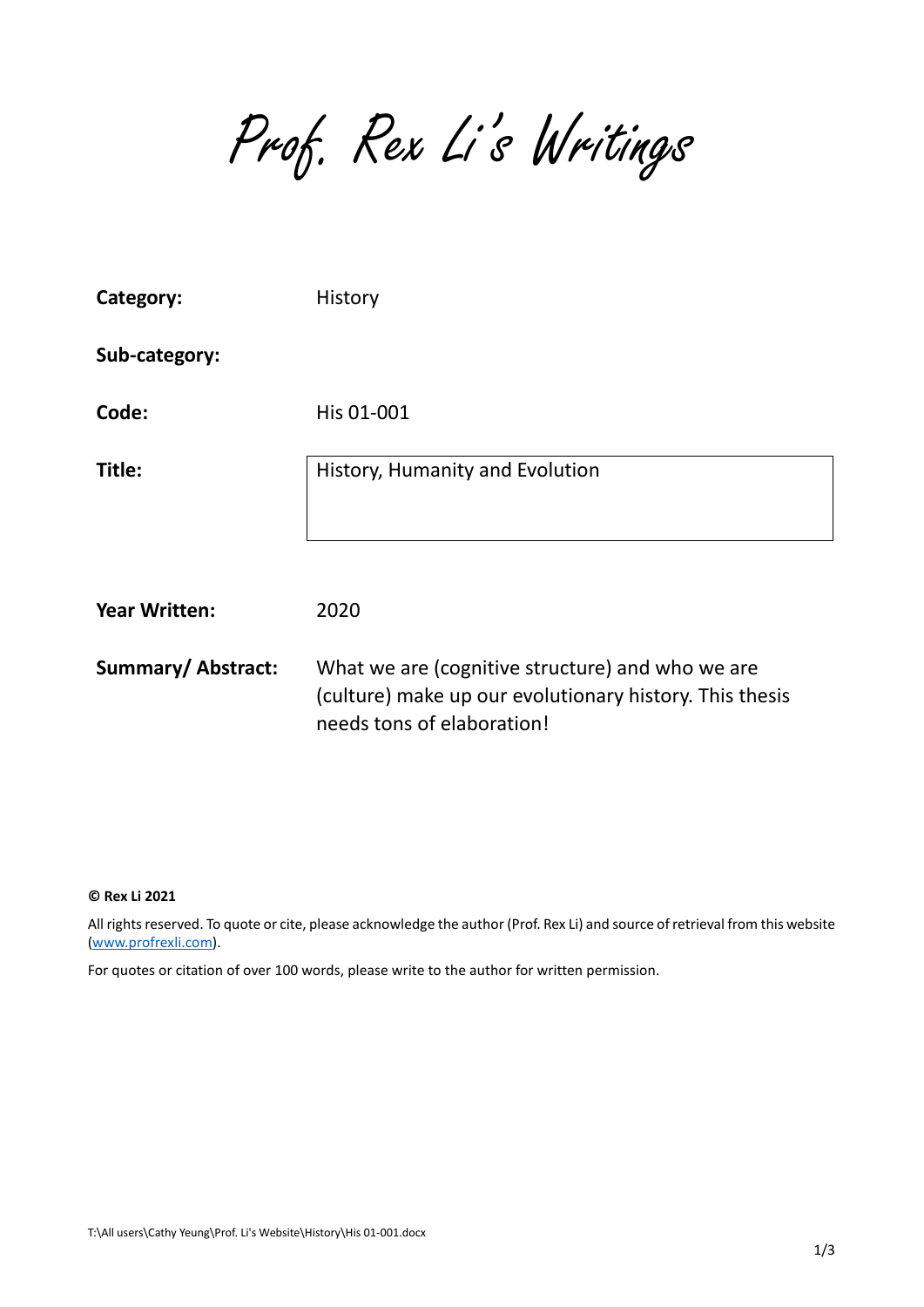# Prof. Rex Li's Writings

| | |
|---|---|
| **Category:** | History |
| **Sub-category:** | |
| **Code:** | His 01-001 |
| **Title:** | History, Humanity and Evolution |
| **Year Written:** | 2020 |
| **Summary/ Abstract:** | What we are (cognitive structure) and who we are (culture) make up our evolutionary history. This thesis needs tons of elaboration! |

**© Rex Li 2021**

All rights reserved. To quote or cite, please acknowledge the author (Prof. Rex Li) and source of retrieval from this website (www.profrexli.com).

For quotes or citation of over 100 words, please write to the author for written permission.

T:\All users\Cathy Yeung\Prof. Li's Website\History\His 01-001.docx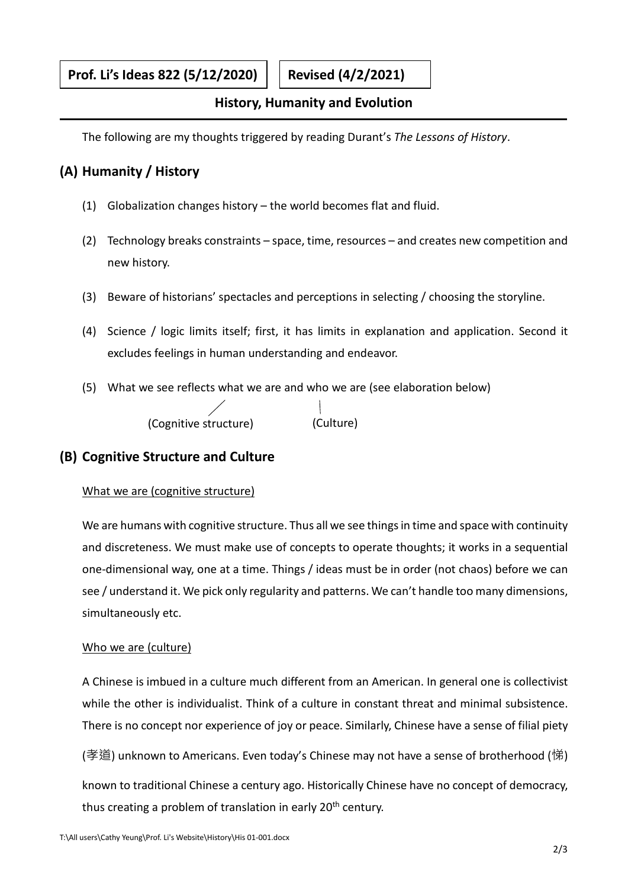**Prof. Li's Ideas 822 (5/12/2020)** | **Revised (4/2/2021)**

## History, Humanity and Evolution

The following are my thoughts triggered by reading Durant's *The Lessons of History*.

## (A) Humanity / History

(1) Globalization changes history – the world becomes flat and fluid.

(2) Technology breaks constraints – space, time, resources – and creates new competition and new history.

(3) Beware of historians' spectacles and perceptions in selecting / choosing the storyline.

(4) Science / logic limits itself; first, it has limits in explanation and application. Second it excludes feelings in human understanding and endeavor.

(5) What we see reflects what we are and who we are (see elaboration below)

(Cognitive structure) (Culture)

## (B) Cognitive Structure and Culture

What we are (cognitive structure)

We are humans with cognitive structure. Thus all we see things in time and space with continuity and discreteness. We must make use of concepts to operate thoughts; it works in a sequential one-dimensional way, one at a time. Things / ideas must be in order (not chaos) before we can see / understand it. We pick only regularity and patterns. We can't handle too many dimensions, simultaneously etc.

Who we are (culture)

A Chinese is imbued in a culture much different from an American. In general one is collectivist while the other is individualist. Think of a culture in constant threat and minimal subsistence. There is no concept nor experience of joy or peace. Similarly, Chinese have a sense of filial piety (孝道) unknown to Americans. Even today's Chinese may not have a sense of brotherhood (悌) known to traditional Chinese a century ago. Historically Chinese have no concept of democracy, thus creating a problem of translation in early 20th century.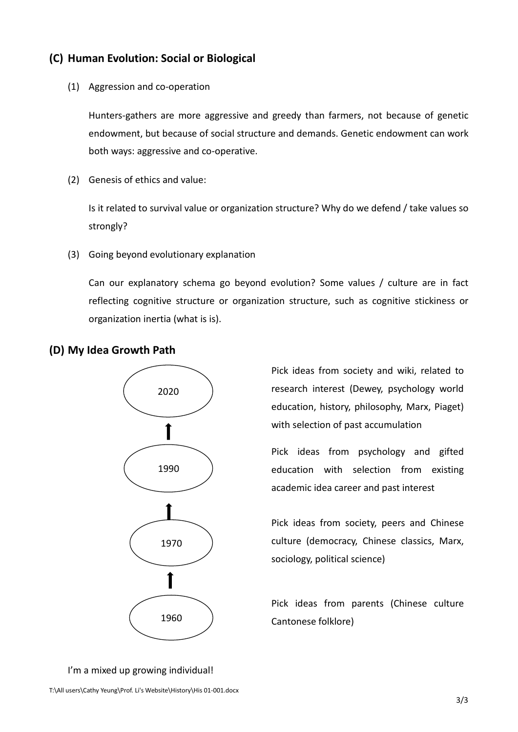## (C) Human Evolution: Social or Biological

(1) Aggression and co-operation

Hunters-gathers are more aggressive and greedy than farmers, not because of genetic endowment, but because of social structure and demands. Genetic endowment can work both ways: aggressive and co-operative.

(2) Genesis of ethics and value:

Is it related to survival value or organization structure? Why do we defend / take values so strongly?

(3) Going beyond evolutionary explanation

Can our explanatory schema go beyond evolution? Some values / culture are in fact reflecting cognitive structure or organization structure, such as cognitive stickiness or organization inertia (what is is).

## (D) My Idea Growth Path

2020

Pick ideas from society and wiki, related to research interest (Dewey, psychology world education, history, philosophy, Marx, Piaget) with selection of past accumulation

1990

Pick ideas from psychology and gifted education with selection from existing academic idea career and past interest

1970

Pick ideas from society, peers and Chinese culture (democracy, Chinese classics, Marx, sociology, political science)

1960

Pick ideas from parents (Chinese culture Cantonese folklore)

I'm a mixed up growing individual!

T:\All users\Cathy Yeung\Prof. Li's Website\History\His 01-001.docx